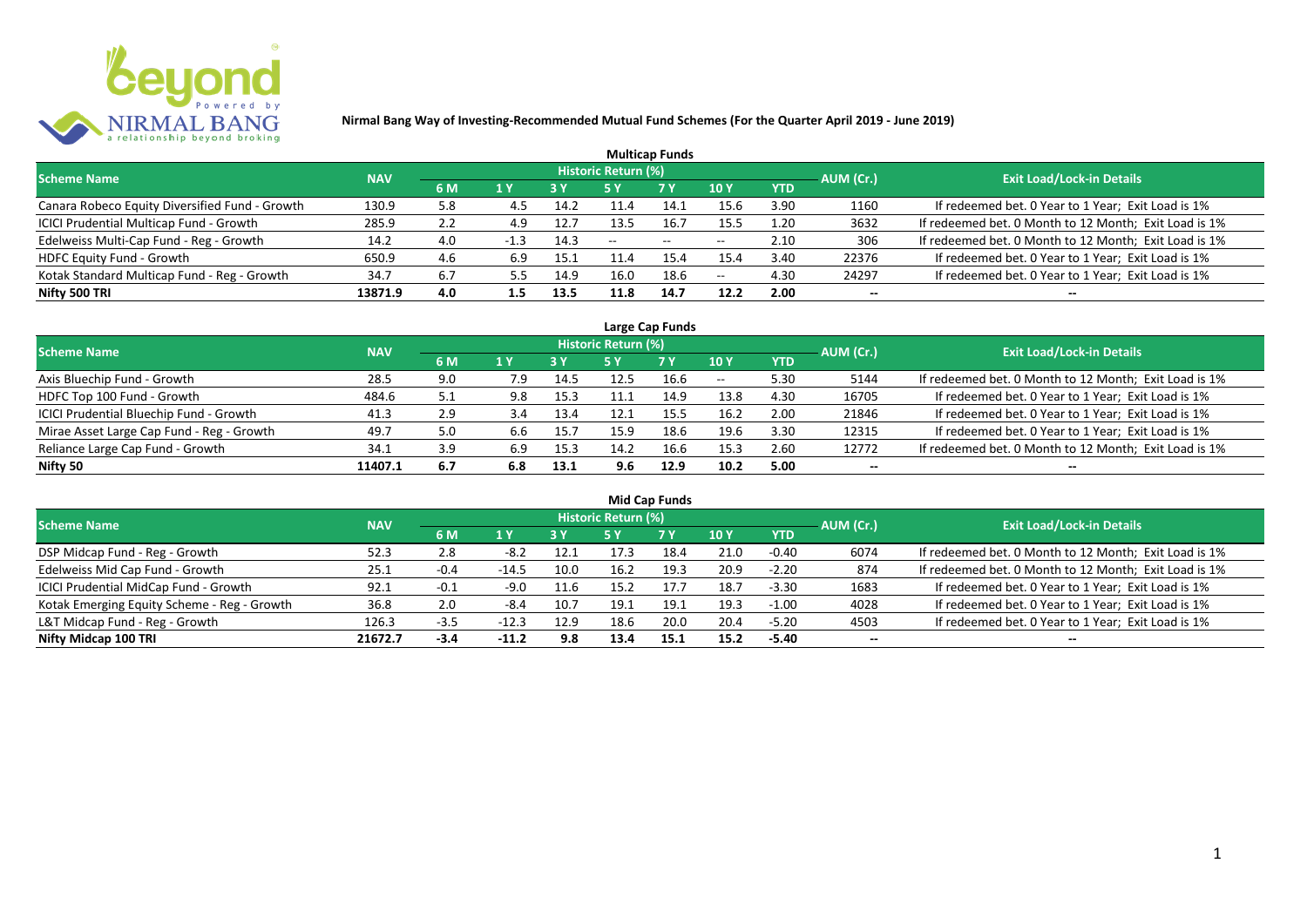# Nirmal Bang Way of Investing-Recommended Mutual Fund Schemes (For the Quarter April 2019 - June 2019)

## Multicap Funds

| Scheme Name | NAV | Historic Return (%) | | | | | | | AUM (Cr.) | Exit Load/Lock-in Details |
|---|---|---|---|---|---|---|---|---|---|---|
| | | 6 M | 1 Y | 3 Y | 5 Y | 7 Y | 10 Y | YTD | | |
| Canara Robeco Equity Diversified Fund - Growth | 130.9 | 5.8 | 4.5 | 14.2 | 11.4 | 14.1 | 15.6 | 3.90 | 1160 | If redeemed bet. 0 Year to 1 Year; Exit Load is 1% |
| ICICI Prudential Multicap Fund - Growth | 285.9 | 2.2 | 4.9 | 12.7 | 13.5 | 16.7 | 15.5 | 1.20 | 3632 | If redeemed bet. 0 Month to 12 Month; Exit Load is 1% |
| Edelweiss Multi-Cap Fund - Reg - Growth | 14.2 | 4.0 | -1.3 | 14.3 | -- | -- | -- | 2.10 | 306 | If redeemed bet. 0 Month to 12 Month; Exit Load is 1% |
| HDFC Equity Fund - Growth | 650.9 | 4.6 | 6.9 | 15.1 | 11.4 | 15.4 | 15.4 | 3.40 | 22376 | If redeemed bet. 0 Year to 1 Year; Exit Load is 1% |
| Kotak Standard Multicap Fund - Reg - Growth | 34.7 | 6.7 | 5.5 | 14.9 | 16.0 | 18.6 | -- | 4.30 | 24297 | If redeemed bet. 0 Year to 1 Year; Exit Load is 1% |
| **Nifty 500 TRI** | **13871.9** | **4.0** | **1.5** | **13.5** | **11.8** | **14.7** | **12.2** | **2.00** | **--** | **--** |

## Large Cap Funds

| Scheme Name | NAV | Historic Return (%) | | | | | | | AUM (Cr.) | Exit Load/Lock-in Details |
|---|---|---|---|---|---|---|---|---|---|---|
| | | 6 M | 1 Y | 3 Y | 5 Y | 7 Y | 10 Y | YTD | | |
| Axis Bluechip Fund - Growth | 28.5 | 9.0 | 7.9 | 14.5 | 12.5 | 16.6 | -- | 5.30 | 5144 | If redeemed bet. 0 Month to 12 Month; Exit Load is 1% |
| HDFC Top 100 Fund - Growth | 484.6 | 5.1 | 9.8 | 15.3 | 11.1 | 14.9 | 13.8 | 4.30 | 16705 | If redeemed bet. 0 Year to 1 Year; Exit Load is 1% |
| ICICI Prudential Bluechip Fund - Growth | 41.3 | 2.9 | 3.4 | 13.4 | 12.1 | 15.5 | 16.2 | 2.00 | 21846 | If redeemed bet. 0 Year to 1 Year; Exit Load is 1% |
| Mirae Asset Large Cap Fund - Reg - Growth | 49.7 | 5.0 | 6.6 | 15.7 | 15.9 | 18.6 | 19.6 | 3.30 | 12315 | If redeemed bet. 0 Year to 1 Year; Exit Load is 1% |
| Reliance Large Cap Fund - Growth | 34.1 | 3.9 | 6.9 | 15.3 | 14.2 | 16.6 | 15.3 | 2.60 | 12772 | If redeemed bet. 0 Month to 12 Month; Exit Load is 1% |
| **Nifty 50** | **11407.1** | **6.7** | **6.8** | **13.1** | **9.6** | **12.9** | **10.2** | **5.00** | **--** | **--** |

## Mid Cap Funds

| Scheme Name | NAV | Historic Return (%) | | | | | | | AUM (Cr.) | Exit Load/Lock-in Details |
|---|---|---|---|---|---|---|---|---|---|---|
| | | 6 M | 1 Y | 3 Y | 5 Y | 7 Y | 10 Y | YTD | | |
| DSP Midcap Fund - Reg - Growth | 52.3 | 2.8 | -8.2 | 12.1 | 17.3 | 18.4 | 21.0 | -0.40 | 6074 | If redeemed bet. 0 Month to 12 Month; Exit Load is 1% |
| Edelweiss Mid Cap Fund - Growth | 25.1 | -0.4 | -14.5 | 10.0 | 16.2 | 19.3 | 20.9 | -2.20 | 874 | If redeemed bet. 0 Month to 12 Month; Exit Load is 1% |
| ICICI Prudential MidCap Fund - Growth | 92.1 | -0.1 | -9.0 | 11.6 | 15.2 | 17.7 | 18.7 | -3.30 | 1683 | If redeemed bet. 0 Year to 1 Year; Exit Load is 1% |
| Kotak Emerging Equity Scheme - Reg - Growth | 36.8 | 2.0 | -8.4 | 10.7 | 19.1 | 19.1 | 19.3 | -1.00 | 4028 | If redeemed bet. 0 Year to 1 Year; Exit Load is 1% |
| L&T Midcap Fund - Reg - Growth | 126.3 | -3.5 | -12.3 | 12.9 | 18.6 | 20.0 | 20.4 | -5.20 | 4503 | If redeemed bet. 0 Year to 1 Year; Exit Load is 1% |
| **Nifty Midcap 100 TRI** | **21672.7** | **-3.4** | **-11.2** | **9.8** | **13.4** | **15.1** | **15.2** | **-5.40** | **--** | **--** |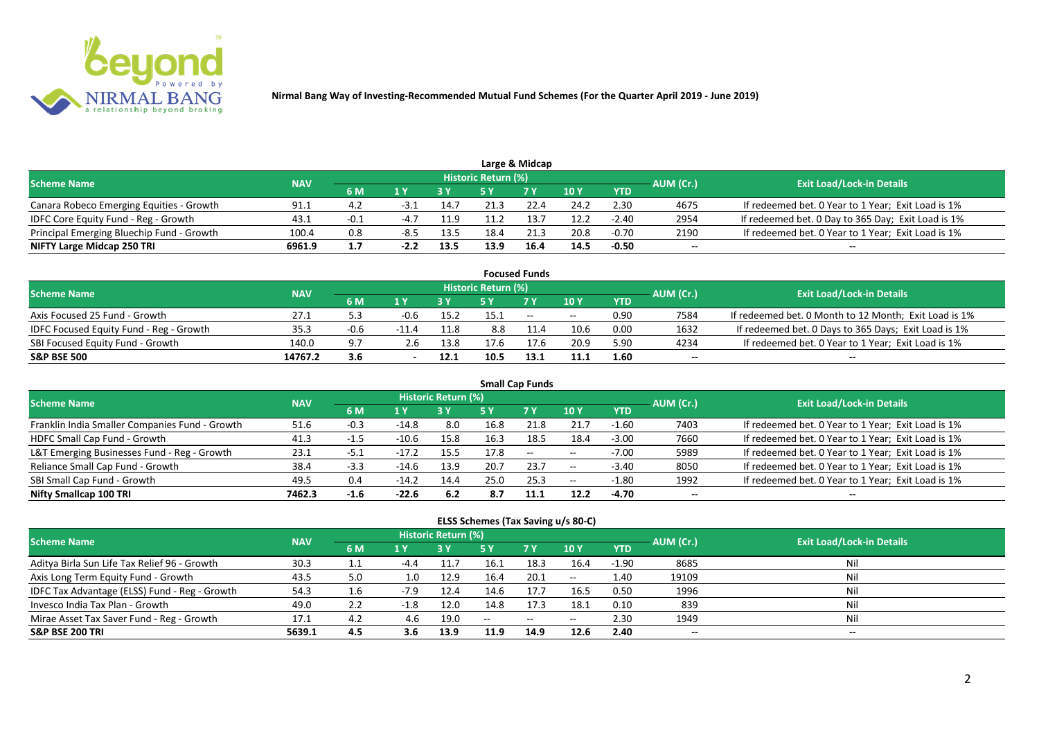**Nirmal Bang Way of Investing-Recommended Mutual Fund Schemes (For the Quarter April 2019 - June 2019)**

## Large & Midcap

| Scheme Name | NAV | Historic Return (%) | | | | | | | AUM (Cr.) | Exit Load/Lock-in Details |
|---|---|---|---|---|---|---|---|---|---|---|
| | | 6 M | 1 Y | 3 Y | 5 Y | 7 Y | 10 Y | YTD | | |
| Canara Robeco Emerging Equities - Growth | 91.1 | 4.2 | -3.1 | 14.7 | 21.3 | 22.4 | 24.2 | 2.30 | 4675 | If redeemed bet. 0 Year to 1 Year; Exit Load is 1% |
| IDFC Core Equity Fund - Reg - Growth | 43.1 | -0.1 | -4.7 | 11.9 | 11.2 | 13.7 | 12.2 | -2.40 | 2954 | If redeemed bet. 0 Day to 365 Day; Exit Load is 1% |
| Principal Emerging Bluechip Fund - Growth | 100.4 | 0.8 | -8.5 | 13.5 | 18.4 | 21.3 | 20.8 | -0.70 | 2190 | If redeemed bet. 0 Year to 1 Year; Exit Load is 1% |
| **NIFTY Large Midcap 250 TRI** | **6961.9** | **1.7** | **-2.2** | **13.5** | **13.9** | **16.4** | **14.5** | **-0.50** | **--** | **--** |

## Focused Funds

| Scheme Name | NAV | Historic Return (%) | | | | | | | AUM (Cr.) | Exit Load/Lock-in Details |
|---|---|---|---|---|---|---|---|---|---|---|
| | | 6 M | 1 Y | 3 Y | 5 Y | 7 Y | 10 Y | YTD | | |
| Axis Focused 25 Fund - Growth | 27.1 | 5.3 | -0.6 | 15.2 | 15.1 | -- | -- | 0.90 | 7584 | If redeemed bet. 0 Month to 12 Month; Exit Load is 1% |
| IDFC Focused Equity Fund - Reg - Growth | 35.3 | -0.6 | -11.4 | 11.8 | 8.8 | 11.4 | 10.6 | 0.00 | 1632 | If redeemed bet. 0 Days to 365 Days; Exit Load is 1% |
| SBI Focused Equity Fund - Growth | 140.0 | 9.7 | 2.6 | 13.8 | 17.6 | 17.6 | 20.9 | 5.90 | 4234 | If redeemed bet. 0 Year to 1 Year; Exit Load is 1% |
| **S&P BSE 500** | **14767.2** | **3.6** | **-** | **12.1** | **10.5** | **13.1** | **11.1** | **1.60** | **--** | **--** |

## Small Cap Funds

| Scheme Name | NAV | Historic Return (%) | | | | | | | AUM (Cr.) | Exit Load/Lock-in Details |
|---|---|---|---|---|---|---|---|---|---|---|
| | | 6 M | 1 Y | 3 Y | 5 Y | 7 Y | 10 Y | YTD | | |
| Franklin India Smaller Companies Fund - Growth | 51.6 | -0.3 | -14.8 | 8.0 | 16.8 | 21.8 | 21.7 | -1.60 | 7403 | If redeemed bet. 0 Year to 1 Year; Exit Load is 1% |
| HDFC Small Cap Fund - Growth | 41.3 | -1.5 | -10.6 | 15.8 | 16.3 | 18.5 | 18.4 | -3.00 | 7660 | If redeemed bet. 0 Year to 1 Year; Exit Load is 1% |
| L&T Emerging Businesses Fund - Reg - Growth | 23.1 | -5.1 | -17.2 | 15.5 | 17.8 | -- | -- | -7.00 | 5989 | If redeemed bet. 0 Year to 1 Year; Exit Load is 1% |
| Reliance Small Cap Fund - Growth | 38.4 | -3.3 | -14.6 | 13.9 | 20.7 | 23.7 | -- | -3.40 | 8050 | If redeemed bet. 0 Year to 1 Year; Exit Load is 1% |
| SBI Small Cap Fund - Growth | 49.5 | 0.4 | -14.2 | 14.4 | 25.0 | 25.3 | -- | -1.80 | 1992 | If redeemed bet. 0 Year to 1 Year; Exit Load is 1% |
| **Nifty Smallcap 100 TRI** | **7462.3** | **-1.6** | **-22.6** | **6.2** | **8.7** | **11.1** | **12.2** | **-4.70** | **--** | **--** |

## ELSS Schemes (Tax Saving u/s 80-C)

| Scheme Name | NAV | Historic Return (%) | | | | | | | AUM (Cr.) | Exit Load/Lock-in Details |
|---|---|---|---|---|---|---|---|---|---|---|
| | | 6 M | 1 Y | 3 Y | 5 Y | 7 Y | 10 Y | YTD | | |
| Aditya Birla Sun Life Tax Relief 96 - Growth | 30.3 | 1.1 | -4.4 | 11.7 | 16.1 | 18.3 | 16.4 | -1.90 | 8685 | Nil |
| Axis Long Term Equity Fund - Growth | 43.5 | 5.0 | 1.0 | 12.9 | 16.4 | 20.1 | -- | 1.40 | 19109 | Nil |
| IDFC Tax Advantage (ELSS) Fund - Reg - Growth | 54.3 | 1.6 | -7.9 | 12.4 | 14.6 | 17.7 | 16.5 | 0.50 | 1996 | Nil |
| Invesco India Tax Plan - Growth | 49.0 | 2.2 | -1.8 | 12.0 | 14.8 | 17.3 | 18.1 | 0.10 | 839 | Nil |
| Mirae Asset Tax Saver Fund - Reg - Growth | 17.1 | 4.2 | 4.6 | 19.0 | -- | -- | -- | 2.30 | 1949 | Nil |
| **S&P BSE 200 TRI** | **5639.1** | **4.5** | **3.6** | **13.9** | **11.9** | **14.9** | **12.6** | **2.40** | **--** | **--** |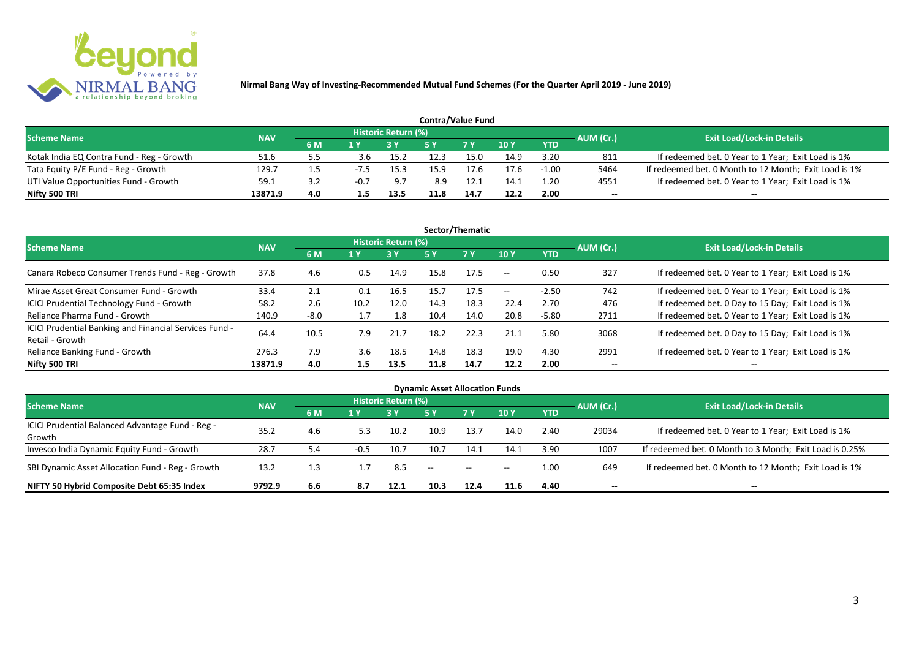**Nirmal Bang Way of Investing-Recommended Mutual Fund Schemes (For the Quarter April 2019 - June 2019)**

### Contra/Value Fund

| Scheme Name | NAV | Historic Return (%) | | | | | | | AUM (Cr.) | Exit Load/Lock-in Details |
|---|---|---|---|---|---|---|---|---|---|---|
| | | 6 M | 1 Y | 3 Y | 5 Y | 7 Y | 10 Y | YTD | | |
| Kotak India EQ Contra Fund - Reg - Growth | 51.6 | 5.5 | 3.6 | 15.2 | 12.3 | 15.0 | 14.9 | 3.20 | 811 | If redeemed bet. 0 Year to 1 Year; Exit Load is 1% |
| Tata Equity P/E Fund - Reg - Growth | 129.7 | 1.5 | -7.5 | 15.3 | 15.9 | 17.6 | 17.6 | -1.00 | 5464 | If redeemed bet. 0 Month to 12 Month; Exit Load is 1% |
| UTI Value Opportunities Fund - Growth | 59.1 | 3.2 | -0.7 | 9.7 | 8.9 | 12.1 | 14.1 | 1.20 | 4551 | If redeemed bet. 0 Year to 1 Year; Exit Load is 1% |
| **Nifty 500 TRI** | **13871.9** | **4.0** | **1.5** | **13.5** | **11.8** | **14.7** | **12.2** | **2.00** | -- | -- |

### Sector/Thematic

| Scheme Name | NAV | Historic Return (%) | | | | | | | AUM (Cr.) | Exit Load/Lock-in Details |
|---|---|---|---|---|---|---|---|---|---|---|
| | | 6 M | 1 Y | 3 Y | 5 Y | 7 Y | 10 Y | YTD | | |
| Canara Robeco Consumer Trends Fund - Reg - Growth | 37.8 | 4.6 | 0.5 | 14.9 | 15.8 | 17.5 | -- | 0.50 | 327 | If redeemed bet. 0 Year to 1 Year; Exit Load is 1% |
| Mirae Asset Great Consumer Fund - Growth | 33.4 | 2.1 | 0.1 | 16.5 | 15.7 | 17.5 | -- | -2.50 | 742 | If redeemed bet. 0 Year to 1 Year; Exit Load is 1% |
| ICICI Prudential Technology Fund - Growth | 58.2 | 2.6 | 10.2 | 12.0 | 14.3 | 18.3 | 22.4 | 2.70 | 476 | If redeemed bet. 0 Day to 15 Day; Exit Load is 1% |
| Reliance Pharma Fund - Growth | 140.9 | -8.0 | 1.7 | 1.8 | 10.4 | 14.0 | 20.8 | -5.80 | 2711 | If redeemed bet. 0 Year to 1 Year; Exit Load is 1% |
| ICICI Prudential Banking and Financial Services Fund - Retail - Growth | 64.4 | 10.5 | 7.9 | 21.7 | 18.2 | 22.3 | 21.1 | 5.80 | 3068 | If redeemed bet. 0 Day to 15 Day; Exit Load is 1% |
| Reliance Banking Fund - Growth | 276.3 | 7.9 | 3.6 | 18.5 | 14.8 | 18.3 | 19.0 | 4.30 | 2991 | If redeemed bet. 0 Year to 1 Year; Exit Load is 1% |
| **Nifty 500 TRI** | **13871.9** | **4.0** | **1.5** | **13.5** | **11.8** | **14.7** | **12.2** | **2.00** | -- | -- |

### Dynamic Asset Allocation Funds

| Scheme Name | NAV | Historic Return (%) | | | | | | | AUM (Cr.) | Exit Load/Lock-in Details |
|---|---|---|---|---|---|---|---|---|---|---|
| | | 6 M | 1 Y | 3 Y | 5 Y | 7 Y | 10 Y | YTD | | |
| ICICI Prudential Balanced Advantage Fund - Reg - Growth | 35.2 | 4.6 | 5.3 | 10.2 | 10.9 | 13.7 | 14.0 | 2.40 | 29034 | If redeemed bet. 0 Year to 1 Year; Exit Load is 1% |
| Invesco India Dynamic Equity Fund - Growth | 28.7 | 5.4 | -0.5 | 10.7 | 10.7 | 14.1 | 14.1 | 3.90 | 1007 | If redeemed bet. 0 Month to 3 Month; Exit Load is 0.25% |
| SBI Dynamic Asset Allocation Fund - Reg - Growth | 13.2 | 1.3 | 1.7 | 8.5 | -- | -- | -- | 1.00 | 649 | If redeemed bet. 0 Month to 12 Month; Exit Load is 1% |
| **NIFTY 50 Hybrid Composite Debt 65:35 Index** | **9792.9** | **6.6** | **8.7** | **12.1** | **10.3** | **12.4** | **11.6** | **4.40** | -- | -- |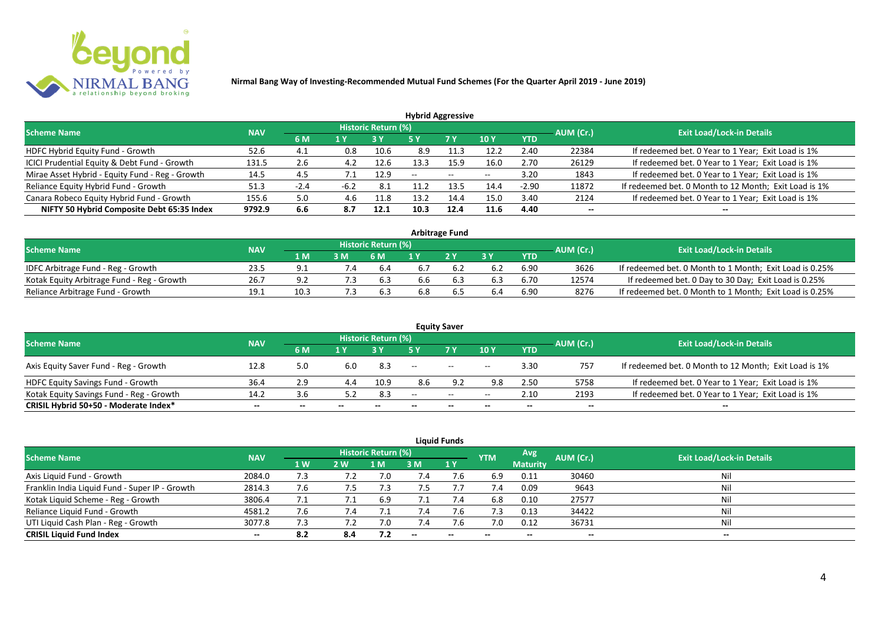**Nirmal Bang Way of Investing-Recommended Mutual Fund Schemes (For the Quarter April 2019 - June 2019)**

## Hybrid Aggressive

| Scheme Name | NAV | Historic Return (%) | | | | | | | AUM (Cr.) | Exit Load/Lock-in Details |
|---|---|---|---|---|---|---|---|---|---|---|
| | | 6 M | 1 Y | 3 Y | 5 Y | 7 Y | 10 Y | YTD | | |
| HDFC Hybrid Equity Fund - Growth | 52.6 | 4.1 | 0.8 | 10.6 | 8.9 | 11.3 | 12.2 | 2.40 | 22384 | If redeemed bet. 0 Year to 1 Year; Exit Load is 1% |
| ICICI Prudential Equity & Debt Fund - Growth | 131.5 | 2.6 | 4.2 | 12.6 | 13.3 | 15.9 | 16.0 | 2.70 | 26129 | If redeemed bet. 0 Year to 1 Year; Exit Load is 1% |
| Mirae Asset Hybrid - Equity Fund - Reg - Growth | 14.5 | 4.5 | 7.1 | 12.9 | -- | -- | -- | 3.20 | 1843 | If redeemed bet. 0 Year to 1 Year; Exit Load is 1% |
| Reliance Equity Hybrid Fund - Growth | 51.3 | -2.4 | -6.2 | 8.1 | 11.2 | 13.5 | 14.4 | -2.90 | 11872 | If redeemed bet. 0 Month to 12 Month; Exit Load is 1% |
| Canara Robeco Equity Hybrid Fund - Growth | 155.6 | 5.0 | 4.6 | 11.8 | 13.2 | 14.4 | 15.0 | 3.40 | 2124 | If redeemed bet. 0 Year to 1 Year; Exit Load is 1% |
| **NIFTY 50 Hybrid Composite Debt 65:35 Index** | **9792.9** | **6.6** | **8.7** | **12.1** | **10.3** | **12.4** | **11.6** | **4.40** | **--** | **--** |

## Arbitrage Fund

| Scheme Name | NAV | Historic Return (%) | | | | | | | AUM (Cr.) | Exit Load/Lock-in Details |
|---|---|---|---|---|---|---|---|---|---|---|
| | | 1 M | 3 M | 6 M | 1 Y | 2 Y | 3 Y | YTD | | |
| IDFC Arbitrage Fund - Reg - Growth | 23.5 | 9.1 | 7.4 | 6.4 | 6.7 | 6.2 | 6.2 | 6.90 | 3626 | If redeemed bet. 0 Month to 1 Month; Exit Load is 0.25% |
| Kotak Equity Arbitrage Fund - Reg - Growth | 26.7 | 9.2 | 7.3 | 6.3 | 6.6 | 6.3 | 6.3 | 6.70 | 12574 | If redeemed bet. 0 Day to 30 Day; Exit Load is 0.25% |
| Reliance Arbitrage Fund - Growth | 19.1 | 10.3 | 7.3 | 6.3 | 6.8 | 6.5 | 6.4 | 6.90 | 8276 | If redeemed bet. 0 Month to 1 Month; Exit Load is 0.25% |

## Equity Saver

| Scheme Name | NAV | Historic Return (%) | | | | | | | AUM (Cr.) | Exit Load/Lock-in Details |
|---|---|---|---|---|---|---|---|---|---|---|
| | | 6 M | 1 Y | 3 Y | 5 Y | 7 Y | 10 Y | YTD | | |
| Axis Equity Saver Fund - Reg - Growth | 12.8 | 5.0 | 6.0 | 8.3 | -- | -- | -- | 3.30 | 757 | If redeemed bet. 0 Month to 12 Month; Exit Load is 1% |
| HDFC Equity Savings Fund - Growth | 36.4 | 2.9 | 4.4 | 10.9 | 8.6 | 9.2 | 9.8 | 2.50 | 5758 | If redeemed bet. 0 Year to 1 Year; Exit Load is 1% |
| Kotak Equity Savings Fund - Reg - Growth | 14.2 | 3.6 | 5.2 | 8.3 | -- | -- | -- | 2.10 | 2193 | If redeemed bet. 0 Year to 1 Year; Exit Load is 1% |
| **CRISIL Hybrid 50+50 - Moderate Index*** | **--** | **--** | **--** | **--** | **--** | **--** | **--** | **--** | **--** | **--** |

## Liquid Funds

| Scheme Name | NAV | Historic Return (%) | | | | | YTM | Avg Maturity | AUM (Cr.) | Exit Load/Lock-in Details |
|---|---|---|---|---|---|---|---|---|---|---|
| | | 1 W | 2 W | 1 M | 3 M | 1 Y | | | | |
| Axis Liquid Fund - Growth | 2084.0 | 7.3 | 7.2 | 7.0 | 7.4 | 7.6 | 6.9 | 0.11 | 30460 | Nil |
| Franklin India Liquid Fund - Super IP - Growth | 2814.3 | 7.6 | 7.5 | 7.3 | 7.5 | 7.7 | 7.4 | 0.09 | 9643 | Nil |
| Kotak Liquid Scheme - Reg - Growth | 3806.4 | 7.1 | 7.1 | 6.9 | 7.1 | 7.4 | 6.8 | 0.10 | 27577 | Nil |
| Reliance Liquid Fund - Growth | 4581.2 | 7.6 | 7.4 | 7.1 | 7.4 | 7.6 | 7.3 | 0.13 | 34422 | Nil |
| UTI Liquid Cash Plan - Reg - Growth | 3077.8 | 7.3 | 7.2 | 7.0 | 7.4 | 7.6 | 7.0 | 0.12 | 36731 | Nil |
| **CRISIL Liquid Fund Index** | **--** | **8.2** | **8.4** | **7.2** | **--** | **--** | **--** | **--** | **--** | **--** |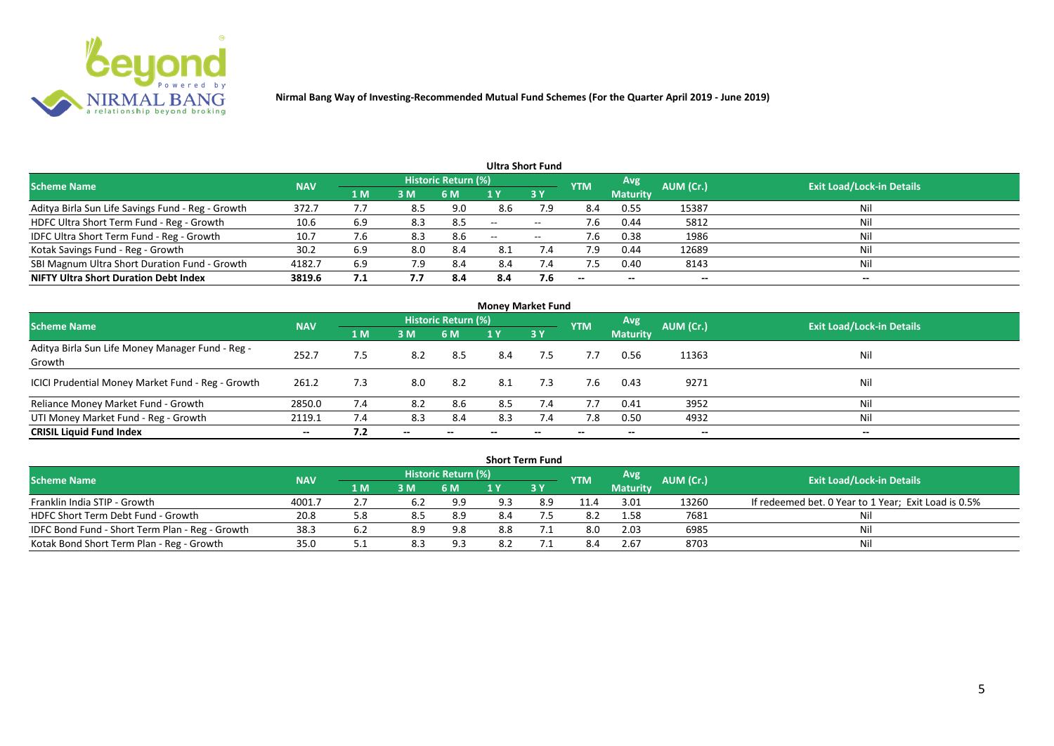**Nirmal Bang Way of Investing-Recommended Mutual Fund Schemes (For the Quarter April 2019 - June 2019)**

## Ultra Short Fund

| Scheme Name | NAV | Historic Return (%) | | | | | YTM | Avg Maturity | AUM (Cr.) | Exit Load/Lock-in Details |
|---|---|---|---|---|---|---|---|---|---|---|
| | | 1 M | 3 M | 6 M | 1 Y | 3 Y | | | | |
| Aditya Birla Sun Life Savings Fund - Reg - Growth | 372.7 | 7.7 | 8.5 | 9.0 | 8.6 | 7.9 | 8.4 | 0.55 | 15387 | Nil |
| HDFC Ultra Short Term Fund - Reg - Growth | 10.6 | 6.9 | 8.3 | 8.5 | -- | -- | 7.6 | 0.44 | 5812 | Nil |
| IDFC Ultra Short Term Fund - Reg - Growth | 10.7 | 7.6 | 8.3 | 8.6 | -- | -- | 7.6 | 0.38 | 1986 | Nil |
| Kotak Savings Fund - Reg - Growth | 30.2 | 6.9 | 8.0 | 8.4 | 8.1 | 7.4 | 7.9 | 0.44 | 12689 | Nil |
| SBI Magnum Ultra Short Duration Fund - Growth | 4182.7 | 6.9 | 7.9 | 8.4 | 8.4 | 7.4 | 7.5 | 0.40 | 8143 | Nil |
| **NIFTY Ultra Short Duration Debt Index** | **3819.6** | **7.1** | **7.7** | **8.4** | **8.4** | **7.6** | **--** | **--** | **--** | **--** |

## Money Market Fund

| Scheme Name | NAV | Historic Return (%) | | | | | YTM | Avg Maturity | AUM (Cr.) | Exit Load/Lock-in Details |
|---|---|---|---|---|---|---|---|---|---|---|
| | | 1 M | 3 M | 6 M | 1 Y | 3 Y | | | | |
| Aditya Birla Sun Life Money Manager Fund - Reg - Growth | 252.7 | 7.5 | 8.2 | 8.5 | 8.4 | 7.5 | 7.7 | 0.56 | 11363 | Nil |
| ICICI Prudential Money Market Fund - Reg - Growth | 261.2 | 7.3 | 8.0 | 8.2 | 8.1 | 7.3 | 7.6 | 0.43 | 9271 | Nil |
| Reliance Money Market Fund - Growth | 2850.0 | 7.4 | 8.2 | 8.6 | 8.5 | 7.4 | 7.7 | 0.41 | 3952 | Nil |
| UTI Money Market Fund - Reg - Growth | 2119.1 | 7.4 | 8.3 | 8.4 | 8.3 | 7.4 | 7.8 | 0.50 | 4932 | Nil |
| **CRISIL Liquid Fund Index** | **--** | **7.2** | **--** | **--** | **--** | **--** | **--** | **--** | **--** | **--** |

## Short Term Fund

| Scheme Name | NAV | Historic Return (%) | | | | | YTM | Avg Maturity | AUM (Cr.) | Exit Load/Lock-in Details |
|---|---|---|---|---|---|---|---|---|---|---|
| | | 1 M | 3 M | 6 M | 1 Y | 3 Y | | | | |
| Franklin India STIP - Growth | 4001.7 | 2.7 | 6.2 | 9.9 | 9.3 | 8.9 | 11.4 | 3.01 | 13260 | If redeemed bet. 0 Year to 1 Year; Exit Load is 0.5% |
| HDFC Short Term Debt Fund - Growth | 20.8 | 5.8 | 8.5 | 8.9 | 8.4 | 7.5 | 8.2 | 1.58 | 7681 | Nil |
| IDFC Bond Fund - Short Term Plan - Reg - Growth | 38.3 | 6.2 | 8.9 | 9.8 | 8.8 | 7.1 | 8.0 | 2.03 | 6985 | Nil |
| Kotak Bond Short Term Plan - Reg - Growth | 35.0 | 5.1 | 8.3 | 9.3 | 8.2 | 7.1 | 8.4 | 2.67 | 8703 | Nil |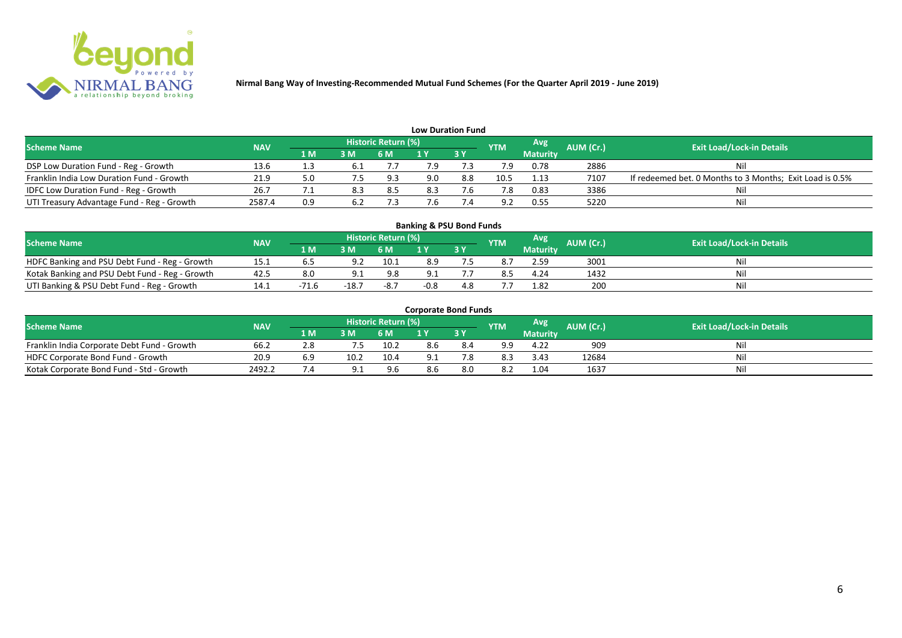**Nirmal Bang Way of Investing-Recommended Mutual Fund Schemes (For the Quarter April 2019 - June 2019)**

## Low Duration Fund

| Scheme Name | NAV | Historic Return (%) | | | | | YTM | Avg Maturity | AUM (Cr.) | Exit Load/Lock-in Details |
|---|---|---|---|---|---|---|---|---|---|---|
| | | 1 M | 3 M | 6 M | 1 Y | 3 Y | | | | |
| DSP Low Duration Fund - Reg - Growth | 13.6 | 1.3 | 6.1 | 7.7 | 7.9 | 7.3 | 7.9 | 0.78 | 2886 | Nil |
| Franklin India Low Duration Fund - Growth | 21.9 | 5.0 | 7.5 | 9.3 | 9.0 | 8.8 | 10.5 | 1.13 | 7107 | If redeemed bet. 0 Months to 3 Months; Exit Load is 0.5% |
| IDFC Low Duration Fund - Reg - Growth | 26.7 | 7.1 | 8.3 | 8.5 | 8.3 | 7.6 | 7.8 | 0.83 | 3386 | Nil |
| UTI Treasury Advantage Fund - Reg - Growth | 2587.4 | 0.9 | 6.2 | 7.3 | 7.6 | 7.4 | 9.2 | 0.55 | 5220 | Nil |

## Banking & PSU Bond Funds

| Scheme Name | NAV | Historic Return (%) | | | | | YTM | Avg Maturity | AUM (Cr.) | Exit Load/Lock-in Details |
|---|---|---|---|---|---|---|---|---|---|---|
| | | 1 M | 3 M | 6 M | 1 Y | 3 Y | | | | |
| HDFC Banking and PSU Debt Fund - Reg - Growth | 15.1 | 6.5 | 9.2 | 10.1 | 8.9 | 7.5 | 8.7 | 2.59 | 3001 | Nil |
| Kotak Banking and PSU Debt Fund - Reg - Growth | 42.5 | 8.0 | 9.1 | 9.8 | 9.1 | 7.7 | 8.5 | 4.24 | 1432 | Nil |
| UTI Banking & PSU Debt Fund - Reg - Growth | 14.1 | -71.6 | -18.7 | -8.7 | -0.8 | 4.8 | 7.7 | 1.82 | 200 | Nil |

## Corporate Bond Funds

| Scheme Name | NAV | Historic Return (%) | | | | | YTM | Avg Maturity | AUM (Cr.) | Exit Load/Lock-in Details |
|---|---|---|---|---|---|---|---|---|---|---|
| | | 1 M | 3 M | 6 M | 1 Y | 3 Y | | | | |
| Franklin India Corporate Debt Fund - Growth | 66.2 | 2.8 | 7.5 | 10.2 | 8.6 | 8.4 | 9.9 | 4.22 | 909 | Nil |
| HDFC Corporate Bond Fund - Growth | 20.9 | 6.9 | 10.2 | 10.4 | 9.1 | 7.8 | 8.3 | 3.43 | 12684 | Nil |
| Kotak Corporate Bond Fund - Std - Growth | 2492.2 | 7.4 | 9.1 | 9.6 | 8.6 | 8.0 | 8.2 | 1.04 | 1637 | Nil |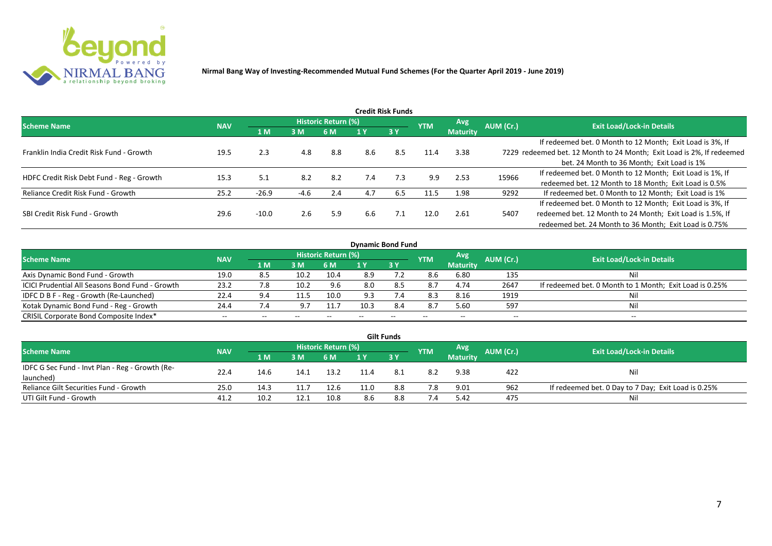**Nirmal Bang Way of Investing-Recommended Mutual Fund Schemes (For the Quarter April 2019 - June 2019)**

### Credit Risk Funds

| Scheme Name | NAV | Historic Return (%) | | | | | YTM | Avg Maturity | AUM (Cr.) | Exit Load/Lock-in Details |
|---|---|---|---|---|---|---|---|---|---|---|
| | | 1 M | 3 M | 6 M | 1 Y | 3 Y | | | | |
| Franklin India Credit Risk Fund - Growth | 19.5 | 2.3 | 4.8 | 8.8 | 8.6 | 8.5 | 11.4 | 3.38 | 7229 | If redeemed bet. 0 Month to 12 Month; Exit Load is 3%, If redeemed bet. 12 Month to 24 Month; Exit Load is 2%, If redeemed bet. 24 Month to 36 Month; Exit Load is 1% |
| HDFC Credit Risk Debt Fund - Reg - Growth | 15.3 | 5.1 | 8.2 | 8.2 | 7.4 | 7.3 | 9.9 | 2.53 | 15966 | If redeemed bet. 0 Month to 12 Month; Exit Load is 1%, If redeemed bet. 12 Month to 18 Month; Exit Load is 0.5% |
| Reliance Credit Risk Fund - Growth | 25.2 | -26.9 | -4.6 | 2.4 | 4.7 | 6.5 | 11.5 | 1.98 | 9292 | If redeemed bet. 0 Month to 12 Month; Exit Load is 1% |
| SBI Credit Risk Fund - Growth | 29.6 | -10.0 | 2.6 | 5.9 | 6.6 | 7.1 | 12.0 | 2.61 | 5407 | If redeemed bet. 0 Month to 12 Month; Exit Load is 3%, If redeemed bet. 12 Month to 24 Month; Exit Load is 1.5%, If redeemed bet. 24 Month to 36 Month; Exit Load is 0.75% |

### Dynamic Bond Fund

| Scheme Name | NAV | Historic Return (%) | | | | | YTM | Avg Maturity | AUM (Cr.) | Exit Load/Lock-in Details |
|---|---|---|---|---|---|---|---|---|---|---|
| | | 1 M | 3 M | 6 M | 1 Y | 3 Y | | | | |
| Axis Dynamic Bond Fund - Growth | 19.0 | 8.5 | 10.2 | 10.4 | 8.9 | 7.2 | 8.6 | 6.80 | 135 | Nil |
| ICICI Prudential All Seasons Bond Fund - Growth | 23.2 | 7.8 | 10.2 | 9.6 | 8.0 | 8.5 | 8.7 | 4.74 | 2647 | If redeemed bet. 0 Month to 1 Month; Exit Load is 0.25% |
| IDFC D B F - Reg - Growth (Re-Launched) | 22.4 | 9.4 | 11.5 | 10.0 | 9.3 | 7.4 | 8.3 | 8.16 | 1919 | Nil |
| Kotak Dynamic Bond Fund - Reg - Growth | 24.4 | 7.4 | 9.7 | 11.7 | 10.3 | 8.4 | 8.7 | 5.60 | 597 | Nil |
| CRISIL Corporate Bond Composite Index* | -- | -- | -- | -- | -- | -- | -- | -- | -- | -- |

### Gilt Funds

| Scheme Name | NAV | Historic Return (%) | | | | | YTM | Avg Maturity | AUM (Cr.) | Exit Load/Lock-in Details |
|---|---|---|---|---|---|---|---|---|---|---|
| | | 1 M | 3 M | 6 M | 1 Y | 3 Y | | | | |
| IDFC G Sec Fund - Invt Plan - Reg - Growth (Re-launched) | 22.4 | 14.6 | 14.1 | 13.2 | 11.4 | 8.1 | 8.2 | 9.38 | 422 | Nil |
| Reliance Gilt Securities Fund - Growth | 25.0 | 14.3 | 11.7 | 12.6 | 11.0 | 8.8 | 7.8 | 9.01 | 962 | If redeemed bet. 0 Day to 7 Day; Exit Load is 0.25% |
| UTI Gilt Fund - Growth | 41.2 | 10.2 | 12.1 | 10.8 | 8.6 | 8.8 | 7.4 | 5.42 | 475 | Nil |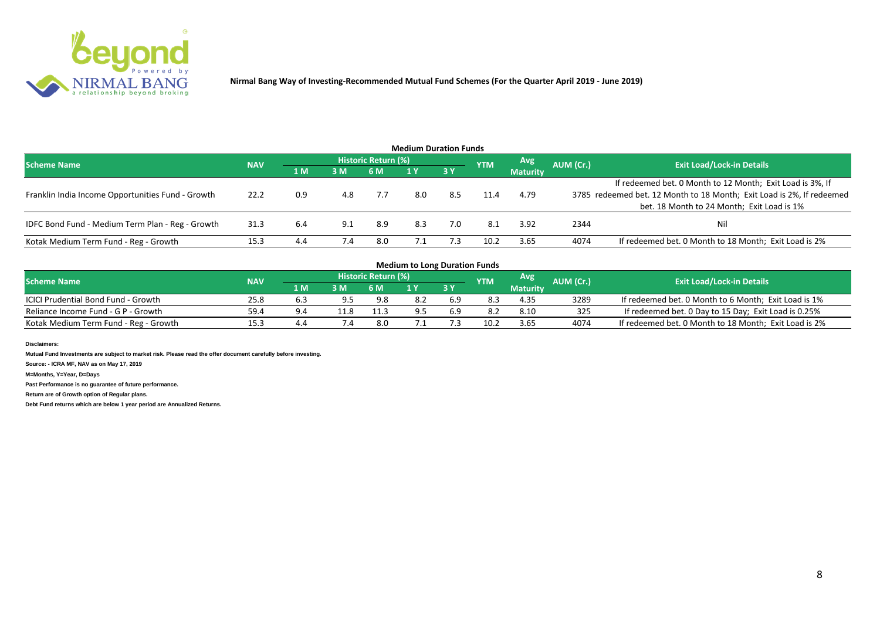**Nirmal Bang Way of Investing-Recommended Mutual Fund Schemes (For the Quarter April 2019 - June 2019)**

### Medium Duration Funds

| Scheme Name | NAV | Historic Return (%) | | | | | YTM | Avg Maturity | AUM (Cr.) | Exit Load/Lock-in Details |
|---|---|---|---|---|---|---|---|---|---|---|
| | | 1 M | 3 M | 6 M | 1 Y | 3 Y | | | | |
| Franklin India Income Opportunities Fund - Growth | 22.2 | 0.9 | 4.8 | 7.7 | 8.0 | 8.5 | 11.4 | 4.79 | 3785 | If redeemed bet. 0 Month to 12 Month; Exit Load is 3%, If redeemed bet. 12 Month to 18 Month; Exit Load is 2%, If redeemed bet. 18 Month to 24 Month; Exit Load is 1% |
| IDFC Bond Fund - Medium Term Plan - Reg - Growth | 31.3 | 6.4 | 9.1 | 8.9 | 8.3 | 7.0 | 8.1 | 3.92 | 2344 | Nil |
| Kotak Medium Term Fund - Reg - Growth | 15.3 | 4.4 | 7.4 | 8.0 | 7.1 | 7.3 | 10.2 | 3.65 | 4074 | If redeemed bet. 0 Month to 18 Month; Exit Load is 2% |

### Medium to Long Duration Funds

| Scheme Name | NAV | Historic Return (%) | | | | | YTM | Avg Maturity | AUM (Cr.) | Exit Load/Lock-in Details |
|---|---|---|---|---|---|---|---|---|---|---|
| | | 1 M | 3 M | 6 M | 1 Y | 3 Y | | | | |
| ICICI Prudential Bond Fund - Growth | 25.8 | 6.3 | 9.5 | 9.8 | 8.2 | 6.9 | 8.3 | 4.35 | 3289 | If redeemed bet. 0 Month to 6 Month; Exit Load is 1% |
| Reliance Income Fund - G P - Growth | 59.4 | 9.4 | 11.8 | 11.3 | 9.5 | 6.9 | 8.2 | 8.10 | 325 | If redeemed bet. 0 Day to 15 Day; Exit Load is 0.25% |
| Kotak Medium Term Fund - Reg - Growth | 15.3 | 4.4 | 7.4 | 8.0 | 7.1 | 7.3 | 10.2 | 3.65 | 4074 | If redeemed bet. 0 Month to 18 Month; Exit Load is 2% |

**Disclaimers:**

**Mutual Fund Investments are subject to market risk. Please read the offer document carefully before investing.**

**Source: - ICRA MF, NAV as on May 17, 2019**

**M=Months, Y=Year, D=Days**

**Past Performance is no guarantee of future performance.**

**Return are of Growth option of Regular plans.**

**Debt Fund returns which are below 1 year period are Annualized Returns.**